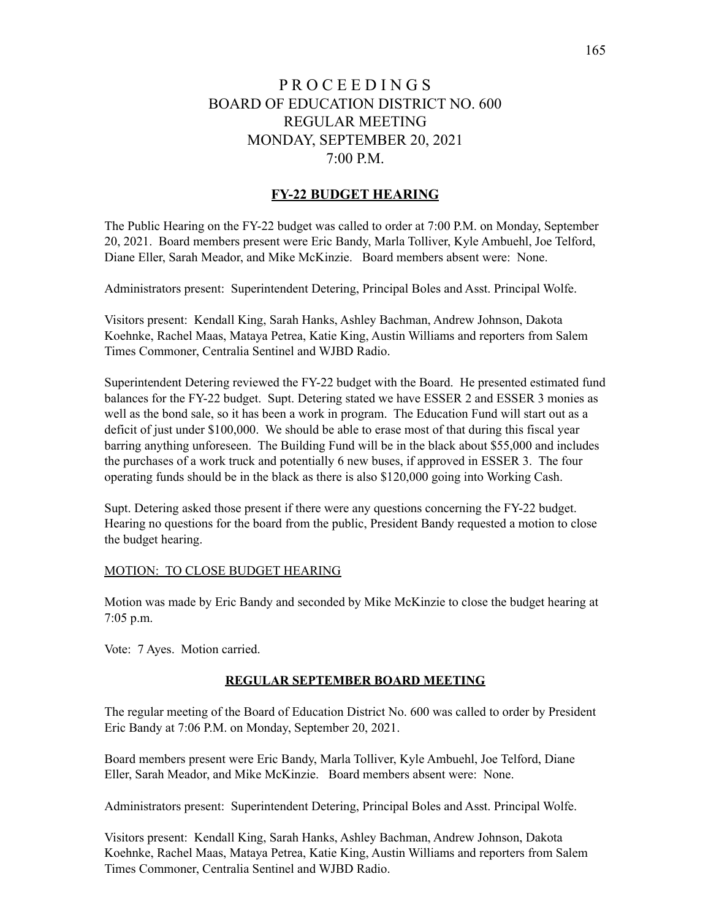# P R O C E E D I N G S
# BOARD OF EDUCATION DISTRICT NO. 600
# REGULAR MEETING
# MONDAY, SEPTEMBER 20, 2021
# 7:00 P.M.

## FY-22 BUDGET HEARING

The Public Hearing on the FY-22 budget was called to order at 7:00 P.M. on Monday, September 20, 2021. Board members present were Eric Bandy, Marla Tolliver, Kyle Ambuehl, Joe Telford, Diane Eller, Sarah Meador, and Mike McKinzie. Board members absent were: None.

Administrators present: Superintendent Detering, Principal Boles and Asst. Principal Wolfe.

Visitors present: Kendall King, Sarah Hanks, Ashley Bachman, Andrew Johnson, Dakota Koehnke, Rachel Maas, Mataya Petrea, Katie King, Austin Williams and reporters from Salem Times Commoner, Centralia Sentinel and WJBD Radio.

Superintendent Detering reviewed the FY-22 budget with the Board. He presented estimated fund balances for the FY-22 budget. Supt. Detering stated we have ESSER 2 and ESSER 3 monies as well as the bond sale, so it has been a work in program. The Education Fund will start out as a deficit of just under $100,000. We should be able to erase most of that during this fiscal year barring anything unforeseen. The Building Fund will be in the black about $55,000 and includes the purchases of a work truck and potentially 6 new buses, if approved in ESSER 3. The four operating funds should be in the black as there is also $120,000 going into Working Cash.

Supt. Detering asked those present if there were any questions concerning the FY-22 budget. Hearing no questions for the board from the public, President Bandy requested a motion to close the budget hearing.

MOTION: TO CLOSE BUDGET HEARING

Motion was made by Eric Bandy and seconded by Mike McKinzie to close the budget hearing at 7:05 p.m.

Vote: 7 Ayes. Motion carried.

## REGULAR SEPTEMBER BOARD MEETING

The regular meeting of the Board of Education District No. 600 was called to order by President Eric Bandy at 7:06 P.M. on Monday, September 20, 2021.

Board members present were Eric Bandy, Marla Tolliver, Kyle Ambuehl, Joe Telford, Diane Eller, Sarah Meador, and Mike McKinzie. Board members absent were: None.

Administrators present: Superintendent Detering, Principal Boles and Asst. Principal Wolfe.

Visitors present: Kendall King, Sarah Hanks, Ashley Bachman, Andrew Johnson, Dakota Koehnke, Rachel Maas, Mataya Petrea, Katie King, Austin Williams and reporters from Salem Times Commoner, Centralia Sentinel and WJBD Radio.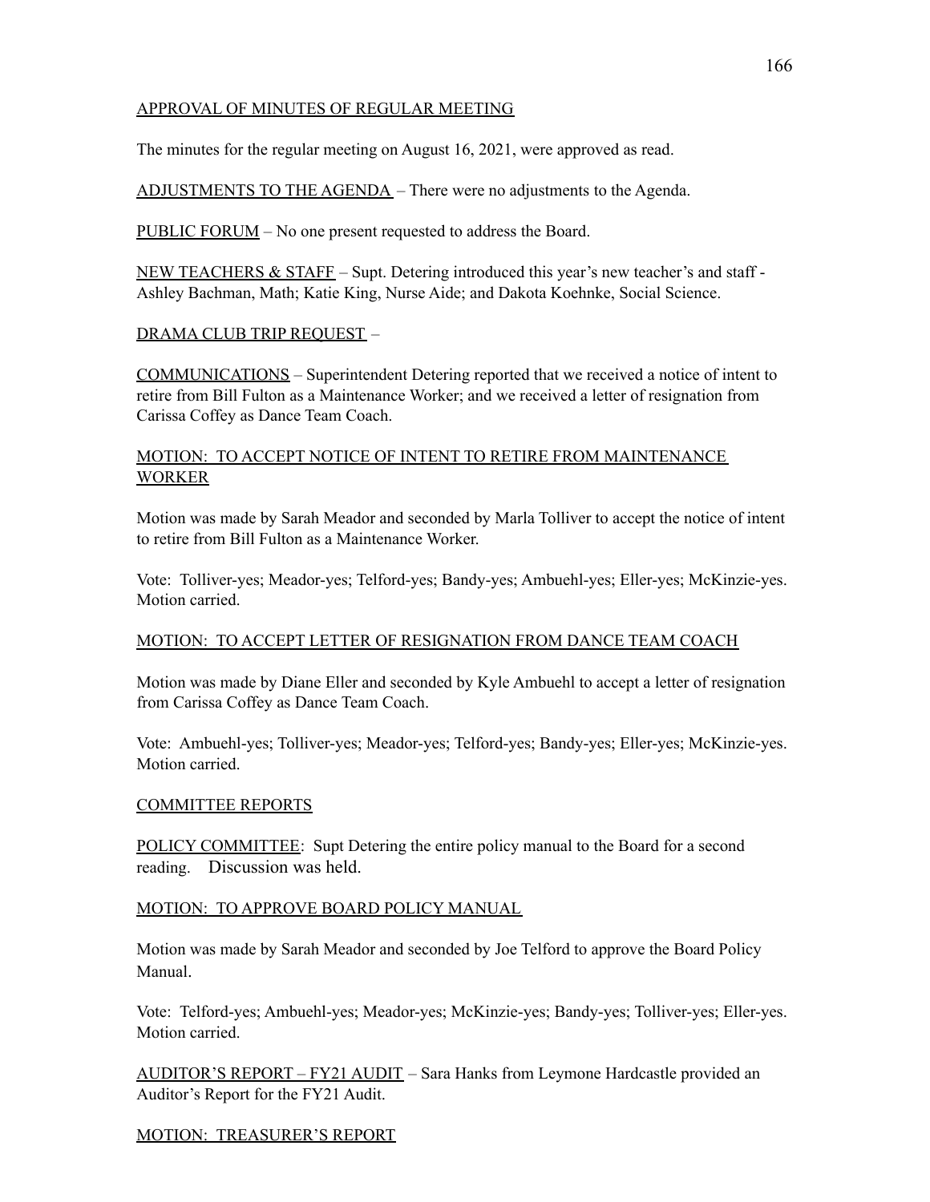APPROVAL OF MINUTES OF REGULAR MEETING

The minutes for the regular meeting on August 16, 2021, were approved as read.

ADJUSTMENTS TO THE AGENDA – There were no adjustments to the Agenda.

PUBLIC FORUM – No one present requested to address the Board.

NEW TEACHERS & STAFF – Supt. Detering introduced this year's new teacher's and staff - Ashley Bachman, Math; Katie King, Nurse Aide; and Dakota Koehnke, Social Science.

DRAMA CLUB TRIP REQUEST –

COMMUNICATIONS – Superintendent Detering reported that we received a notice of intent to retire from Bill Fulton as a Maintenance Worker; and we received a letter of resignation from Carissa Coffey as Dance Team Coach.

MOTION: TO ACCEPT NOTICE OF INTENT TO RETIRE FROM MAINTENANCE WORKER

Motion was made by Sarah Meador and seconded by Marla Tolliver to accept the notice of intent to retire from Bill Fulton as a Maintenance Worker.

Vote: Tolliver-yes; Meador-yes; Telford-yes; Bandy-yes; Ambuehl-yes; Eller-yes; McKinzie-yes. Motion carried.

MOTION: TO ACCEPT LETTER OF RESIGNATION FROM DANCE TEAM COACH

Motion was made by Diane Eller and seconded by Kyle Ambuehl to accept a letter of resignation from Carissa Coffey as Dance Team Coach.

Vote: Ambuehl-yes; Tolliver-yes; Meador-yes; Telford-yes; Bandy-yes; Eller-yes; McKinzie-yes. Motion carried.

COMMITTEE REPORTS

POLICY COMMITTEE: Supt Detering the entire policy manual to the Board for a second reading. Discussion was held.

MOTION: TO APPROVE BOARD POLICY MANUAL

Motion was made by Sarah Meador and seconded by Joe Telford to approve the Board Policy Manual.

Vote: Telford-yes; Ambuehl-yes; Meador-yes; McKinzie-yes; Bandy-yes; Tolliver-yes; Eller-yes. Motion carried.

AUDITOR'S REPORT – FY21 AUDIT – Sara Hanks from Leymone Hardcastle provided an Auditor's Report for the FY21 Audit.

MOTION: TREASURER'S REPORT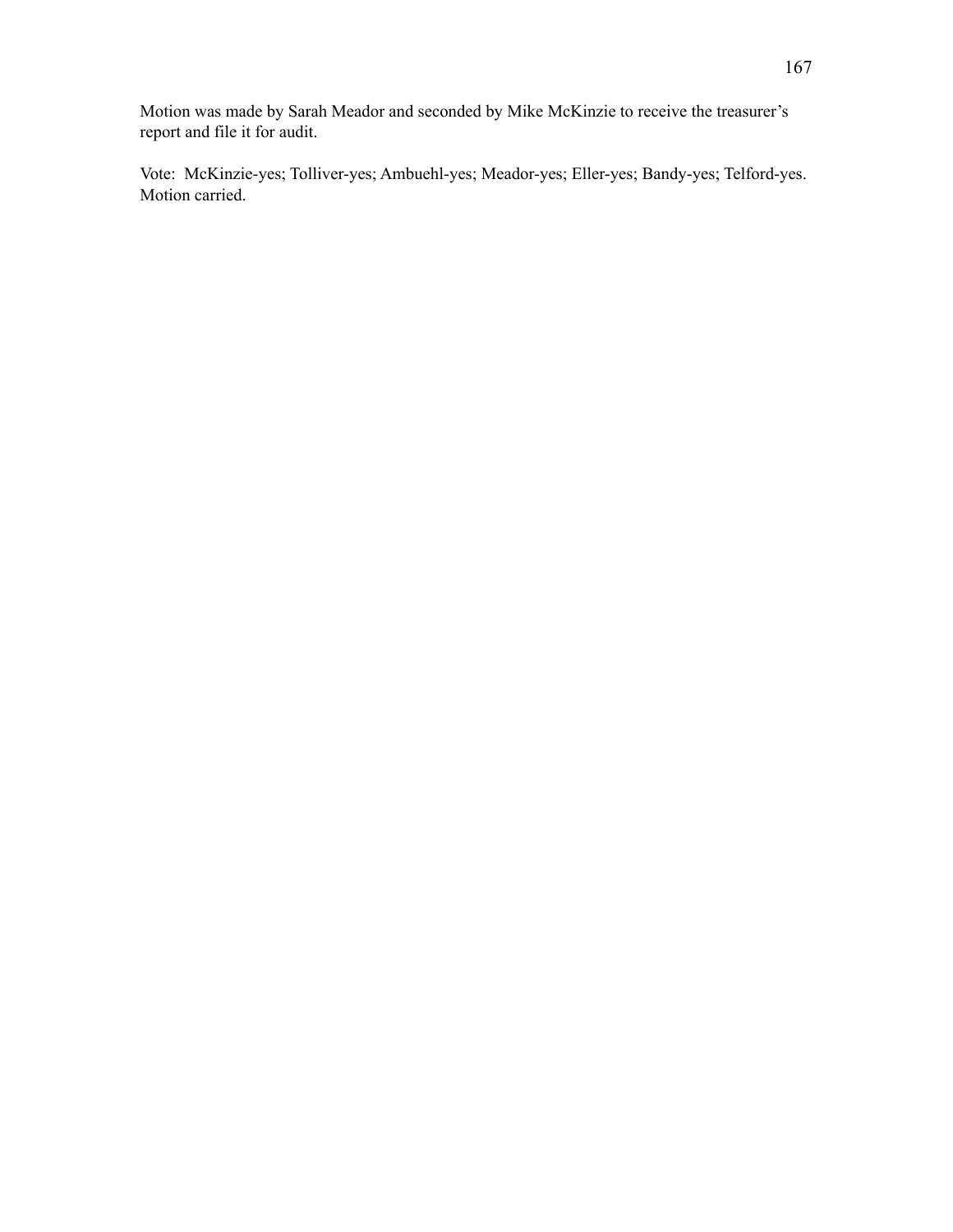Motion was made by Sarah Meador and seconded by Mike McKinzie to receive the treasurer's report and file it for audit.

Vote: McKinzie-yes; Tolliver-yes; Ambuehl-yes; Meador-yes; Eller-yes; Bandy-yes; Telford-yes. Motion carried.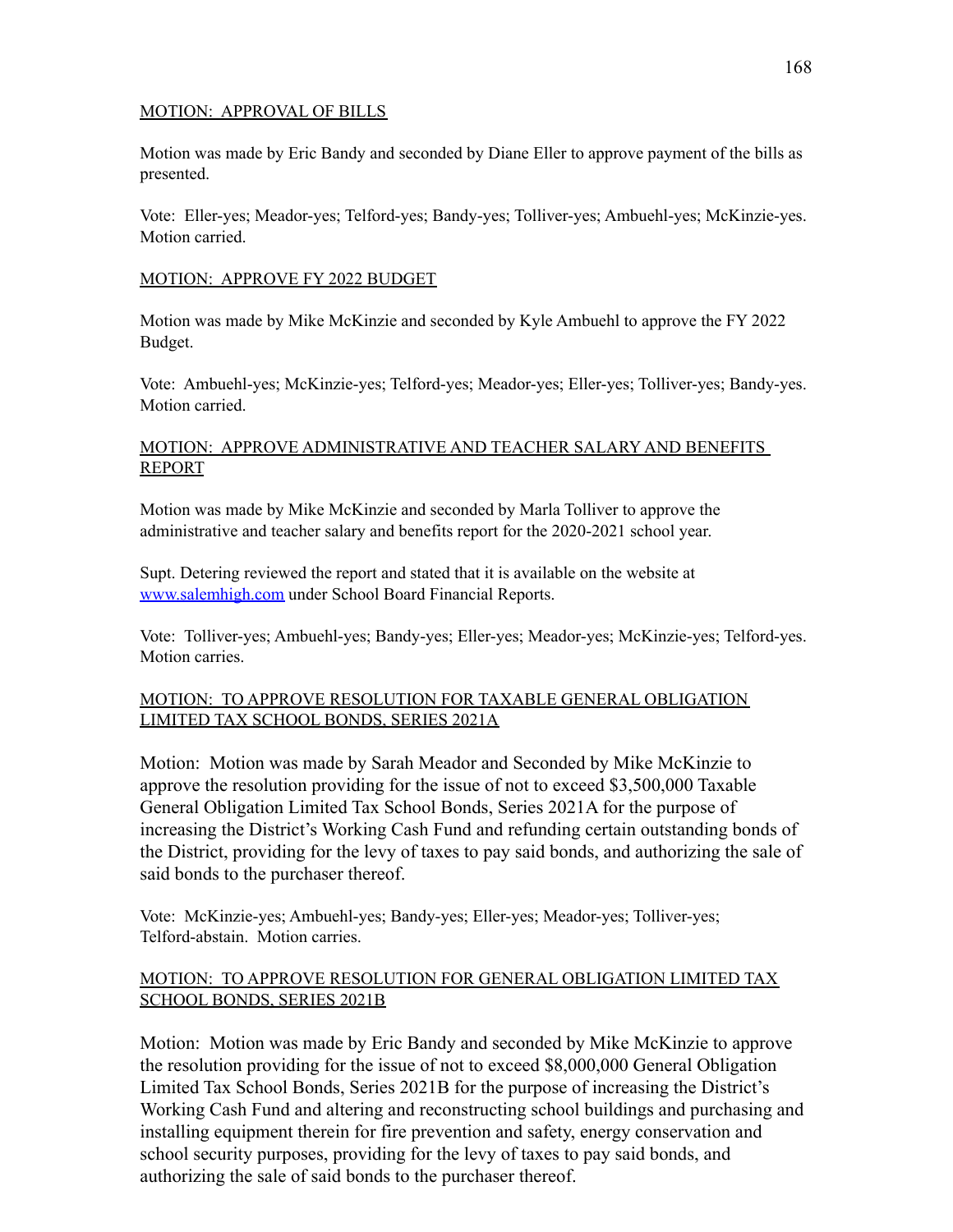MOTION: APPROVAL OF BILLS

Motion was made by Eric Bandy and seconded by Diane Eller to approve payment of the bills as presented.

Vote: Eller-yes; Meador-yes; Telford-yes; Bandy-yes; Tolliver-yes; Ambuehl-yes; McKinzie-yes. Motion carried.

MOTION: APPROVE FY 2022 BUDGET

Motion was made by Mike McKinzie and seconded by Kyle Ambuehl to approve the FY 2022 Budget.

Vote: Ambuehl-yes; McKinzie-yes; Telford-yes; Meador-yes; Eller-yes; Tolliver-yes; Bandy-yes. Motion carried.

MOTION: APPROVE ADMINISTRATIVE AND TEACHER SALARY AND BENEFITS REPORT

Motion was made by Mike McKinzie and seconded by Marla Tolliver to approve the administrative and teacher salary and benefits report for the 2020-2021 school year.

Supt. Detering reviewed the report and stated that it is available on the website at [www.salemhigh.com](http://www.salemhigh.com) under School Board Financial Reports.

Vote: Tolliver-yes; Ambuehl-yes; Bandy-yes; Eller-yes; Meador-yes; McKinzie-yes; Telford-yes. Motion carries.

MOTION: TO APPROVE RESOLUTION FOR TAXABLE GENERAL OBLIGATION LIMITED TAX SCHOOL BONDS, SERIES 2021A

Motion: Motion was made by Sarah Meador and Seconded by Mike McKinzie to approve the resolution providing for the issue of not to exceed $3,500,000 Taxable General Obligation Limited Tax School Bonds, Series 2021A for the purpose of increasing the District's Working Cash Fund and refunding certain outstanding bonds of the District, providing for the levy of taxes to pay said bonds, and authorizing the sale of said bonds to the purchaser thereof.

Vote: McKinzie-yes; Ambuehl-yes; Bandy-yes; Eller-yes; Meador-yes; Tolliver-yes; Telford-abstain. Motion carries.

MOTION: TO APPROVE RESOLUTION FOR GENERAL OBLIGATION LIMITED TAX SCHOOL BONDS, SERIES 2021B

Motion: Motion was made by Eric Bandy and seconded by Mike McKinzie to approve the resolution providing for the issue of not to exceed $8,000,000 General Obligation Limited Tax School Bonds, Series 2021B for the purpose of increasing the District's Working Cash Fund and altering and reconstructing school buildings and purchasing and installing equipment therein for fire prevention and safety, energy conservation and school security purposes, providing for the levy of taxes to pay said bonds, and authorizing the sale of said bonds to the purchaser thereof.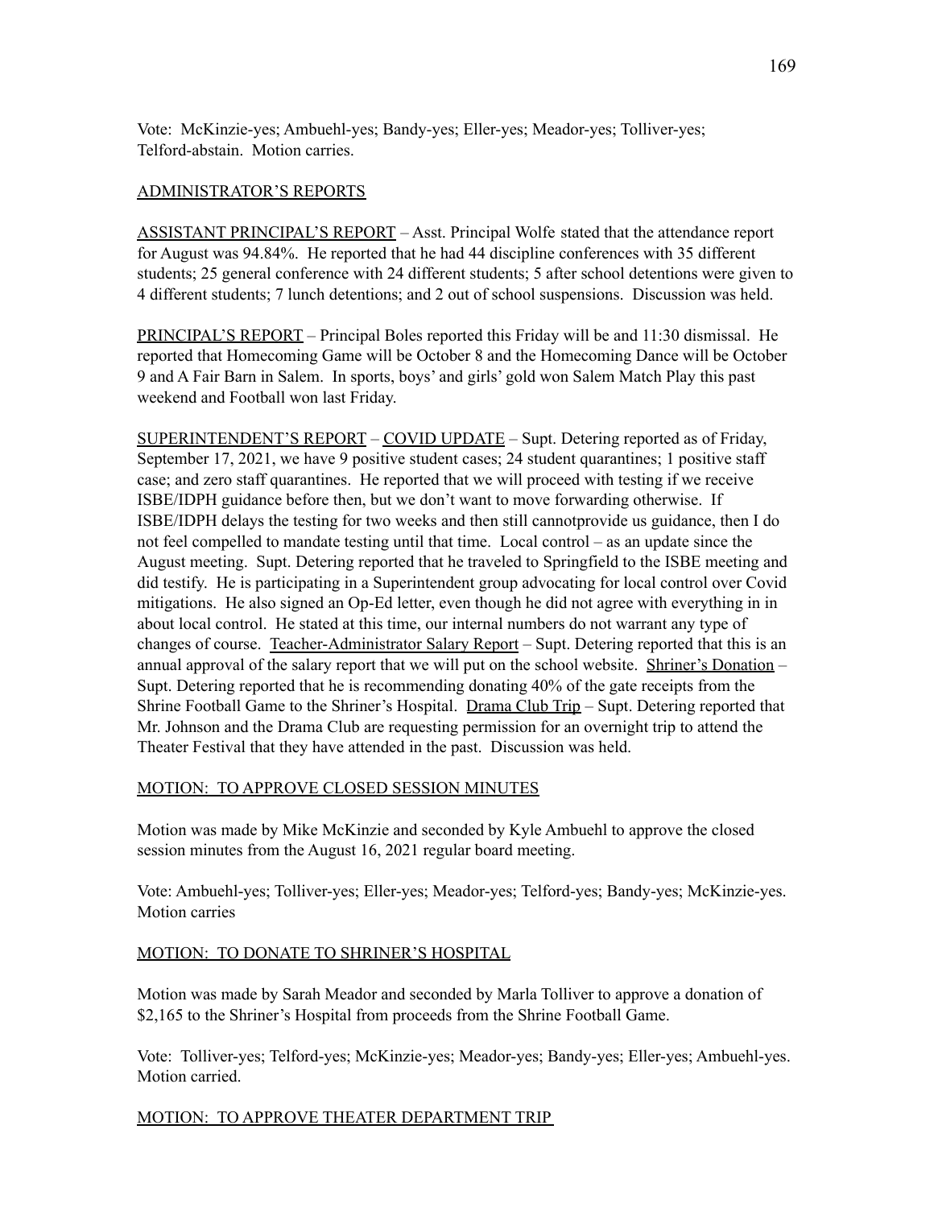Vote: McKinzie-yes; Ambuehl-yes; Bandy-yes; Eller-yes; Meador-yes; Tolliver-yes; Telford-abstain. Motion carries.

ADMINISTRATOR'S REPORTS

ASSISTANT PRINCIPAL'S REPORT – Asst. Principal Wolfe stated that the attendance report for August was 94.84%. He reported that he had 44 discipline conferences with 35 different students; 25 general conference with 24 different students; 5 after school detentions were given to 4 different students; 7 lunch detentions; and 2 out of school suspensions. Discussion was held.

PRINCIPAL'S REPORT – Principal Boles reported this Friday will be and 11:30 dismissal. He reported that Homecoming Game will be October 8 and the Homecoming Dance will be October 9 and A Fair Barn in Salem. In sports, boys' and girls' gold won Salem Match Play this past weekend and Football won last Friday.

SUPERINTENDENT'S REPORT – COVID UPDATE – Supt. Detering reported as of Friday, September 17, 2021, we have 9 positive student cases; 24 student quarantines; 1 positive staff case; and zero staff quarantines. He reported that we will proceed with testing if we receive ISBE/IDPH guidance before then, but we don't want to move forwarding otherwise. If ISBE/IDPH delays the testing for two weeks and then still cannotprovide us guidance, then I do not feel compelled to mandate testing until that time. Local control – as an update since the August meeting. Supt. Detering reported that he traveled to Springfield to the ISBE meeting and did testify. He is participating in a Superintendent group advocating for local control over Covid mitigations. He also signed an Op-Ed letter, even though he did not agree with everything in in about local control. He stated at this time, our internal numbers do not warrant any type of changes of course. Teacher-Administrator Salary Report – Supt. Detering reported that this is an annual approval of the salary report that we will put on the school website. Shriner's Donation – Supt. Detering reported that he is recommending donating 40% of the gate receipts from the Shrine Football Game to the Shriner's Hospital. Drama Club Trip – Supt. Detering reported that Mr. Johnson and the Drama Club are requesting permission for an overnight trip to attend the Theater Festival that they have attended in the past. Discussion was held.

MOTION: TO APPROVE CLOSED SESSION MINUTES

Motion was made by Mike McKinzie and seconded by Kyle Ambuehl to approve the closed session minutes from the August 16, 2021 regular board meeting.

Vote: Ambuehl-yes; Tolliver-yes; Eller-yes; Meador-yes; Telford-yes; Bandy-yes; McKinzie-yes. Motion carries

MOTION: TO DONATE TO SHRINER'S HOSPITAL

Motion was made by Sarah Meador and seconded by Marla Tolliver to approve a donation of $2,165 to the Shriner's Hospital from proceeds from the Shrine Football Game.

Vote: Tolliver-yes; Telford-yes; McKinzie-yes; Meador-yes; Bandy-yes; Eller-yes; Ambuehl-yes. Motion carried.

MOTION: TO APPROVE THEATER DEPARTMENT TRIP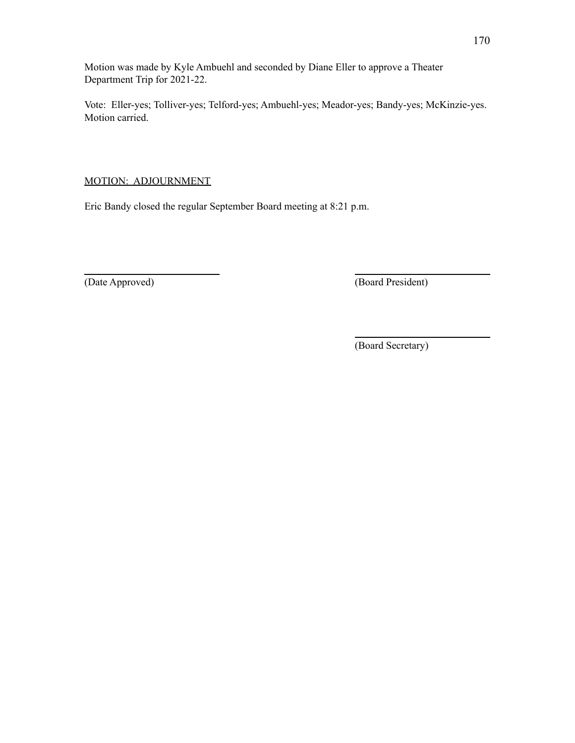Motion was made by Kyle Ambuehl and seconded by Diane Eller to approve a Theater Department Trip for 2021-22.

Vote: Eller-yes; Tolliver-yes; Telford-yes; Ambuehl-yes; Meador-yes; Bandy-yes; McKinzie-yes. Motion carried.

<u>MOTION: ADJOURNMENT</u>

Eric Bandy closed the regular September Board meeting at 8:21 p.m.

_________________________ _________________________

(Date Approved) (Board President)

_________________________

(Board Secretary)